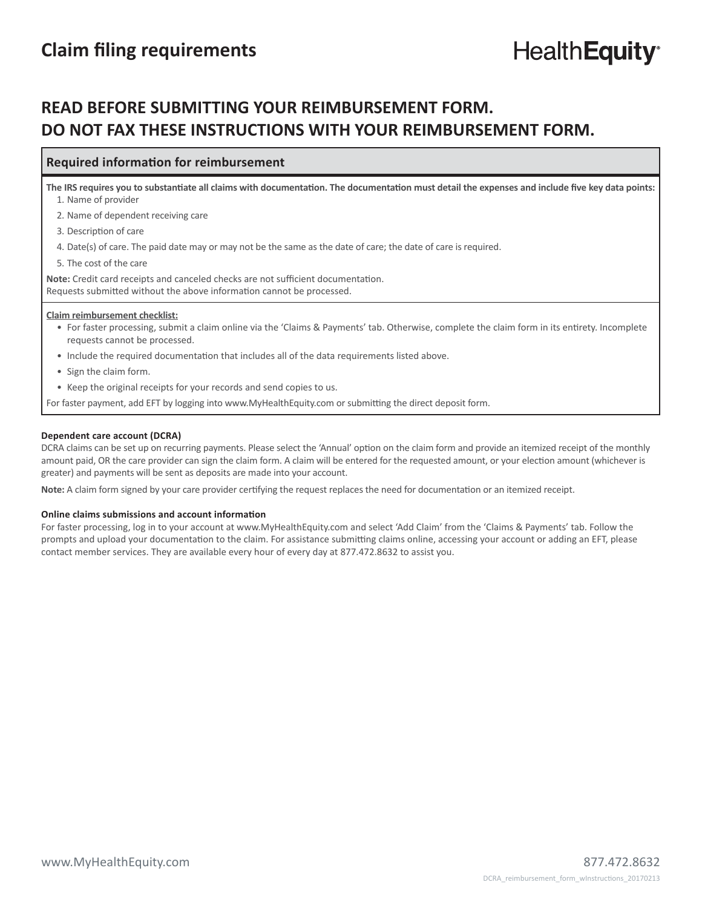# Claim filing requirements

HealthEquity®

## READ BEFORE SUBMITTING YOUR REIMBURSEMENT FORM.
## DO NOT FAX THESE INSTRUCTIONS WITH YOUR REIMBURSEMENT FORM.

### Required information for reimbursement

**The IRS requires you to substantiate all claims with documentation. The documentation must detail the expenses and include five key data points:**

1. Name of provider
2. Name of dependent receiving care
3. Description of care
4. Date(s) of care. The paid date may or may not be the same as the date of care; the date of care is required.
5. The cost of the care

**Note:** Credit card receipts and canceled checks are not sufficient documentation.
Requests submitted without the above information cannot be processed.

**Claim reimbursement checklist:**

- For faster processing, submit a claim online via the 'Claims & Payments' tab. Otherwise, complete the claim form in its entirety. Incomplete requests cannot be processed.
- Include the required documentation that includes all of the data requirements listed above.
- Sign the claim form.
- Keep the original receipts for your records and send copies to us.

For faster payment, add EFT by logging into www.MyHealthEquity.com or submitting the direct deposit form.

#### Dependent care account (DCRA)

DCRA claims can be set up on recurring payments. Please select the 'Annual' option on the claim form and provide an itemized receipt of the monthly amount paid, OR the care provider can sign the claim form. A claim will be entered for the requested amount, or your election amount (whichever is greater) and payments will be sent as deposits are made into your account.

**Note:** A claim form signed by your care provider certifying the request replaces the need for documentation or an itemized receipt.

#### Online claims submissions and account information

For faster processing, log in to your account at www.MyHealthEquity.com and select 'Add Claim' from the 'Claims & Payments' tab. Follow the prompts and upload your documentation to the claim. For assistance submitting claims online, accessing your account or adding an EFT, please contact member services. They are available every hour of every day at 877.472.8632 to assist you.

www.MyHealthEquity.com 877.472.8632

DCRA_reimbursement_form_wInstructions_20170213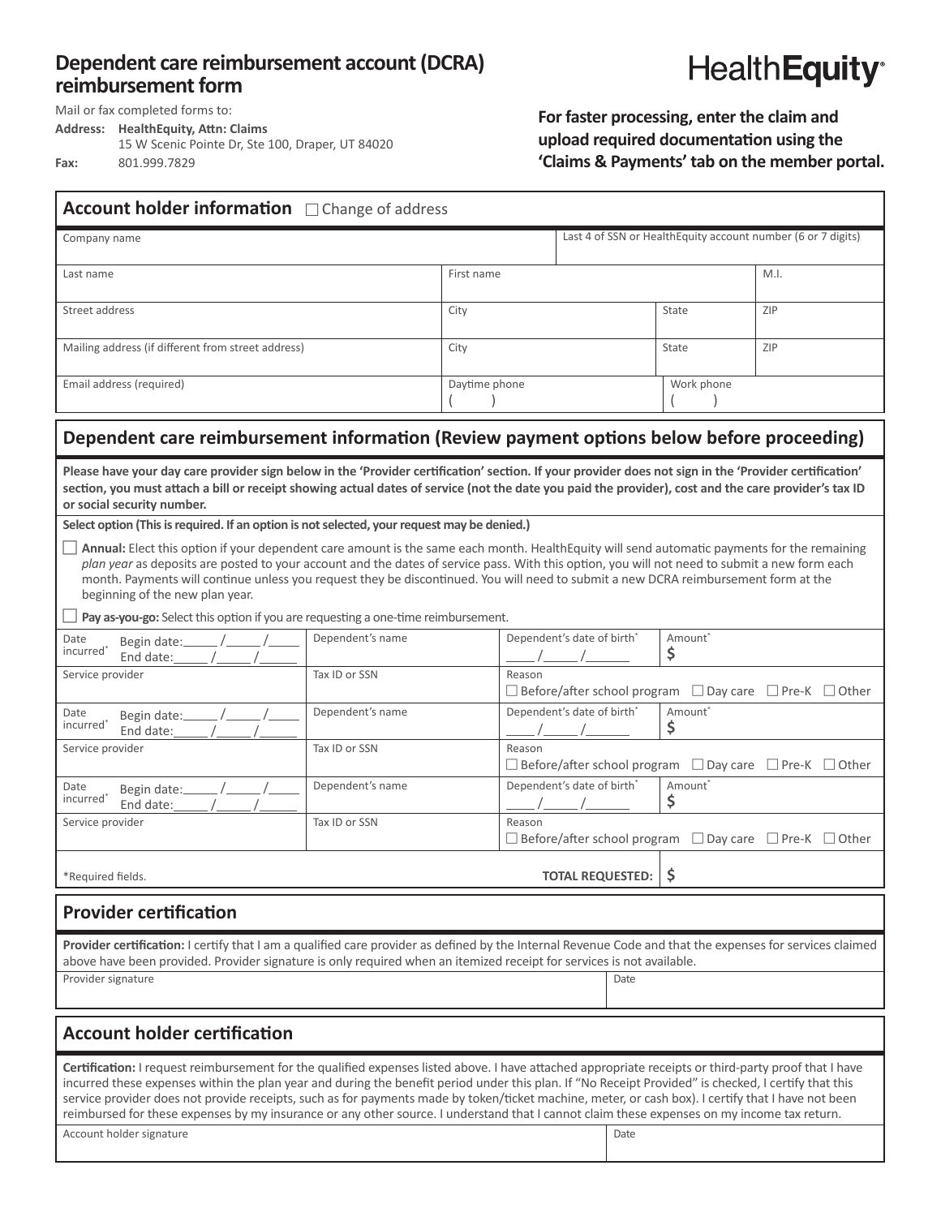# Dependent care reimbursement account (DCRA) reimbursement form

HealthEquity®

Mail or fax completed forms to:

**Address:** **HealthEquity, Attn: Claims**
15 W Scenic Pointe Dr, Ste 100, Draper, UT 84020

**Fax:** 801.999.7829

**For faster processing, enter the claim and upload required documentation using the 'Claims & Payments' tab on the member portal.**

## Account holder information ☐ Change of address

| Company name | | Last 4 of SSN or HealthEquity account number (6 or 7 digits) | |
|---|---|---|---|
| Last name | First name | | M.I. |
| Street address | City | State | ZIP |
| Mailing address (if different from street address) | City | State | ZIP |
| Email address (required) | Daytime phone ( ) | Work phone ( ) | |

## Dependent care reimbursement information (Review payment options below before proceeding)

**Please have your day care provider sign below in the 'Provider certification' section. If your provider does not sign in the 'Provider certification' section, you must attach a bill or receipt showing actual dates of service (not the date you paid the provider), cost and the care provider's tax ID or social security number.**

**Select option (This is required. If an option is not selected, your request may be denied.)**

☐ **Annual:** Elect this option if your dependent care amount is the same each month. HealthEquity will send automatic payments for the remaining *plan year* as deposits are posted to your account and the dates of service pass. With this option, you will not need to submit a new form each month. Payments will continue unless you request they be discontinued. You will need to submit a new DCRA reimbursement form at the beginning of the new plan year.

☐ **Pay as-you-go:** Select this option if you are requesting a one-time reimbursement.

| Date incurred* | Dependent's name | Dependent's date of birth* | Amount* |
|---|---|---|---|
| Begin date:\_\_\_\_\_ /\_\_\_\_\_ /\_\_\_\_\_ End date:\_\_\_\_\_ /\_\_\_\_\_ /\_\_\_\_\_ | | \_\_\_\_ /\_\_\_\_\_ /\_\_\_\_\_\_ | $ |
| Service provider | Tax ID or SSN | Reason ☐ Before/after school program ☐ Day care ☐ Pre-K ☐ Other | |
| Date incurred* Begin date:\_\_\_\_\_ /\_\_\_\_\_ /\_\_\_\_\_ End date:\_\_\_\_\_ /\_\_\_\_\_ /\_\_\_\_\_ | Dependent's name | Dependent's date of birth* \_\_\_\_ /\_\_\_\_\_ /\_\_\_\_\_\_ | Amount* $ |
| Service provider | Tax ID or SSN | Reason ☐ Before/after school program ☐ Day care ☐ Pre-K ☐ Other | |
| Date incurred* Begin date:\_\_\_\_\_ /\_\_\_\_\_ /\_\_\_\_\_ End date:\_\_\_\_\_ /\_\_\_\_\_ /\_\_\_\_\_ | Dependent's name | Dependent's date of birth* \_\_\_\_ /\_\_\_\_\_ /\_\_\_\_\_\_ | Amount* $ |
| Service provider | Tax ID or SSN | Reason ☐ Before/after school program ☐ Day care ☐ Pre-K ☐ Other | |
| *Required fields. | | **TOTAL REQUESTED:** | $ |

## Provider certification

**Provider certification:** I certify that I am a qualified care provider as defined by the Internal Revenue Code and that the expenses for services claimed above have been provided. Provider signature is only required when an itemized receipt for services is not available.

| Provider signature | Date |
|---|---|
| | |

## Account holder certification

**Certification:** I request reimbursement for the qualified expenses listed above. I have attached appropriate receipts or third-party proof that I have incurred these expenses within the plan year and during the benefit period under this plan. If "No Receipt Provided" is checked, I certify that this service provider does not provide receipts, such as for payments made by token/ticket machine, meter, or cash box). I certify that I have not been reimbursed for these expenses by my insurance or any other source. I understand that I cannot claim these expenses on my income tax return.

| Account holder signature | Date |
|---|---|
| | |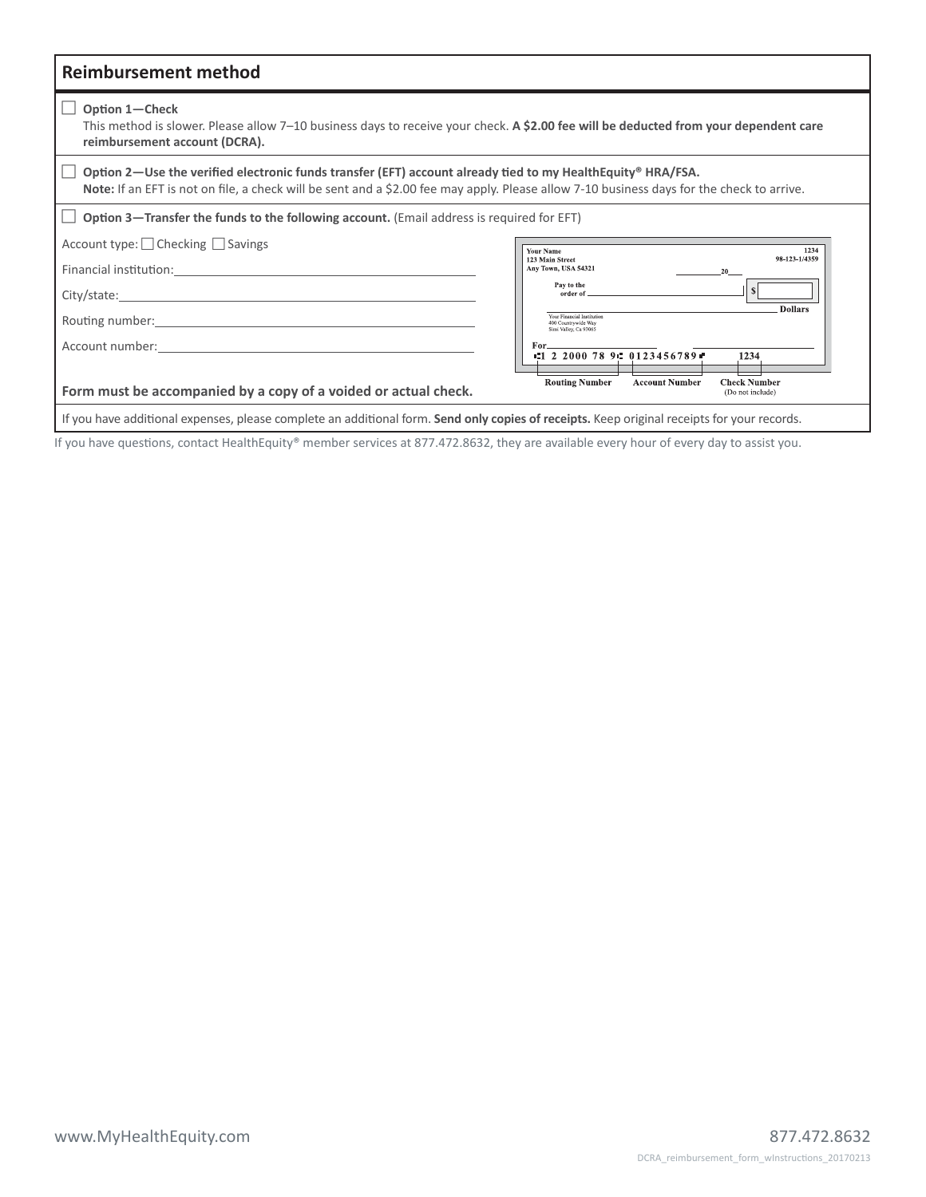## Reimbursement method

☐ **Option 1—Check**
This method is slower. Please allow 7–10 business days to receive your check. **A $2.00 fee will be deducted from your dependent care reimbursement account (DCRA).**

☐ **Option 2—Use the verified electronic funds transfer (EFT) account already tied to my HealthEquity® HRA/FSA.**
**Note:** If an EFT is not on file, a check will be sent and a $2.00 fee may apply. Please allow 7-10 business days for the check to arrive.

☐ **Option 3—Transfer the funds to the following account.** (Email address is required for EFT)

Account type: ☐ Checking ☐ Savings

Financial institution: ______________________________

City/state: ______________________________

Routing number: ______________________________

Account number: ______________________________

Your Name
123 Main Street
Any Town, USA 54321

1234
98-123-1/4359

20____

Pay to the order of ______________________ $

Dollars

Your Financial Institution
400 Countrywide Way
Simi Valley, Ca 93065

For ____________

⑆1 2 2000 78 9⑆ 0123456789⑈ 1234

Routing Number | Account Number | Check Number (Do not include)

**Form must be accompanied by a copy of a voided or actual check.**

If you have additional expenses, please complete an additional form. **Send only copies of receipts.** Keep original receipts for your records.

If you have questions, contact HealthEquity® member services at 877.472.8632, they are available every hour of every day to assist you.

www.MyHealthEquity.com 877.472.8632

DCRA_reimbursement_form_wInstructions_20170213